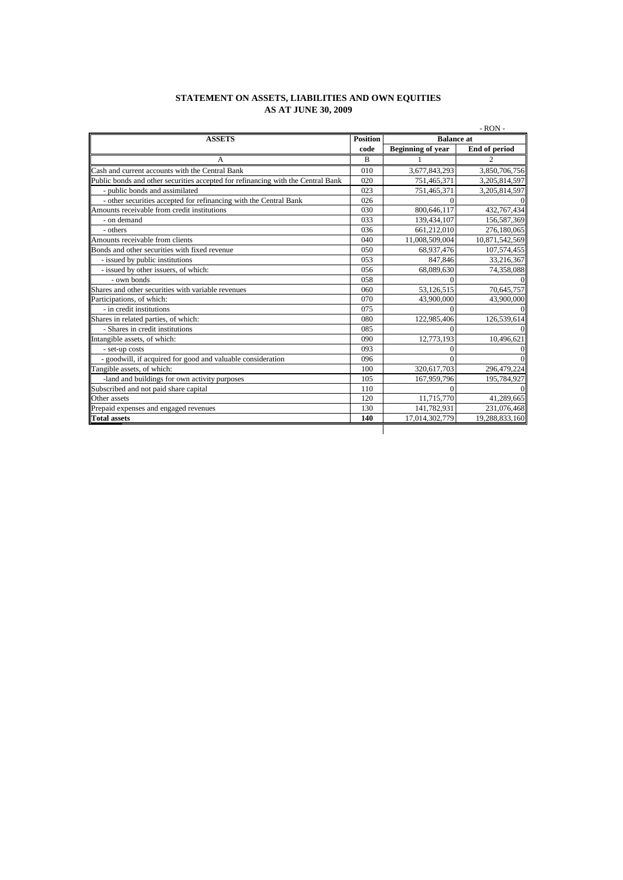# STATEMENT ON ASSETS, LIABILITIES AND OWN EQUITIES
## AS AT JUNE 30, 2009

- RON -

| ASSETS | Position code | Balance at | |
|---|---|---|---|
| | | Beginning of year | End of period |
| A | B | 1 | 2 |
| Cash and current accounts with the Central Bank | 010 | 3,677,843,293 | 3,850,706,756 |
| Public bonds and other securities accepted for refinancing with the Central Bank | 020 | 751,465,371 | 3,205,814,597 |
| - public bonds and assimilated | 023 | 751,465,371 | 3,205,814,597 |
| - other securities accepted for refinancing with the Central Bank | 026 | 0 | 0 |
| Amounts receivable from credit institutions | 030 | 800,646,117 | 432,767,434 |
| - on demand | 033 | 139,434,107 | 156,587,369 |
| - others | 036 | 661,212,010 | 276,180,065 |
| Amounts receivable from clients | 040 | 11,008,509,004 | 10,871,542,569 |
| Bonds and other securities with fixed revenue | 050 | 68,937,476 | 107,574,455 |
| - issued by public institutions | 053 | 847,846 | 33,216,367 |
| - issued by other issuers, of which: | 056 | 68,089,630 | 74,358,088 |
| - own bonds | 058 | 0 | 0 |
| Shares and other securities with variable revenues | 060 | 53,126,515 | 70,645,757 |
| Participations, of which: | 070 | 43,900,000 | 43,900,000 |
| - in credit institutions | 075 | 0 | 0 |
| Shares in related parties, of which: | 080 | 122,985,406 | 126,539,614 |
| - Shares in credit institutions | 085 | 0 | 0 |
| Intangible assets, of which: | 090 | 12,773,193 | 10,496,621 |
| - set-up costs | 093 | 0 | 0 |
| - goodwill, if acquired for good and valuable consideration | 096 | 0 | 0 |
| Tangible assets, of which: | 100 | 320,617,703 | 296,479,224 |
| -land and buildings for own activity purposes | 105 | 167,959,796 | 195,784,927 |
| Subscribed and not paid share capital | 110 | 0 | 0 |
| Other assets | 120 | 11,715,770 | 41,289,665 |
| Prepaid expenses and engaged revenues | 130 | 141,782,931 | 231,076,468 |
| **Total assets** | **140** | 17,014,302,779 | 19,288,833,160 |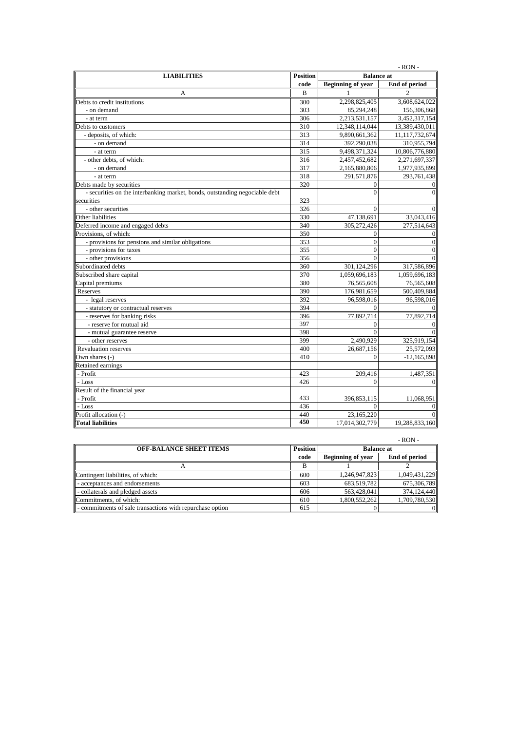- RON -

| LIABILITIES | Position code | Balance at | |
|---|---|---|---|
| | | Beginning of year | End of period |
| A | B | 1 | 2 |
| Debts to credit institutions | 300 | 2,298,825,405 | 3,608,624,022 |
| - on demand | 303 | 85,294,248 | 156,306,868 |
| - at term | 306 | 2,213,531,157 | 3,452,317,154 |
| Debts to customers | 310 | 12,348,114,044 | 13,389,430,011 |
| - deposits, of which: | 313 | 9,890,661,362 | 11,117,732,674 |
| - on demand | 314 | 392,290,038 | 310,955,794 |
| - at term | 315 | 9,498,371,324 | 10,806,776,880 |
| - other debts, of which: | 316 | 2,457,452,682 | 2,271,697,337 |
| - on demand | 317 | 2,165,880,806 | 1,977,935,899 |
| - at term | 318 | 291,571,876 | 293,761,438 |
| Debts made by securities | 320 | 0 | 0 |
| - securities on the interbanking market, bonds, outstanding negociable debt securities | 323 | 0 | 0 |
| - other securities | 326 | 0 | 0 |
| Other liabilities | 330 | 47,138,691 | 33,043,416 |
| Deferred income and engaged debts | 340 | 305,272,426 | 277,514,643 |
| Provisions, of which: | 350 | 0 | 0 |
| - provisions for pensions and similar obligations | 353 | 0 | 0 |
| - provisions for taxes | 355 | 0 | 0 |
| - other provisions | 356 | 0 | 0 |
| Subordinated debts | 360 | 301,124,296 | 317,586,896 |
| Subscribed share capital | 370 | 1,059,696,183 | 1,059,696,183 |
| Capital premiums | 380 | 76,565,608 | 76,565,608 |
| Reserves | 390 | 176,981,659 | 500,409,884 |
| - legal reserves | 392 | 96,598,016 | 96,598,016 |
| - statutory or contractual reserves | 394 | 0 | 0 |
| - reserves for banking risks | 396 | 77,892,714 | 77,892,714 |
| - reserve for mutual aid | 397 | 0 | 0 |
| - mutual guarantee reserve | 398 | 0 | 0 |
| - other reserves | 399 | 2,490,929 | 325,919,154 |
| Revaluation reserves | 400 | 26,687,156 | 25,572,093 |
| Own shares (-) | 410 | 0 | -12,165,898 |
| Retained earnings | | | |
| - Profit | 423 | 209,416 | 1,487,351 |
| - Loss | 426 | 0 | 0 |
| Result of the financial year | | | |
| - Profit | 433 | 396,853,115 | 11,068,951 |
| - Loss | 436 | 0 | 0 |
| Profit allocation (-) | 440 | 23,165,220 | 0 |
| **Total liabilities** | **450** | 17,014,302,779 | 19,288,833,160 |

- RON -

| OFF-BALANCE SHEET ITEMS | Position code | Balance at | |
|---|---|---|---|
| | | Beginning of year | End of period |
| A | B | 1 | 2 |
| Contingent liabilities, of which: | 600 | 1,246,947,823 | 1,049,431,229 |
| - acceptances and endorsements | 603 | 683,519,782 | 675,306,789 |
| - collaterals and pledged assets | 606 | 563,428,041 | 374,124,440 |
| Commitments, of which: | 610 | 1,800,552,262 | 1,709,780,530 |
| - commitments of sale transactions with repurchase option | 615 | 0 | 0 |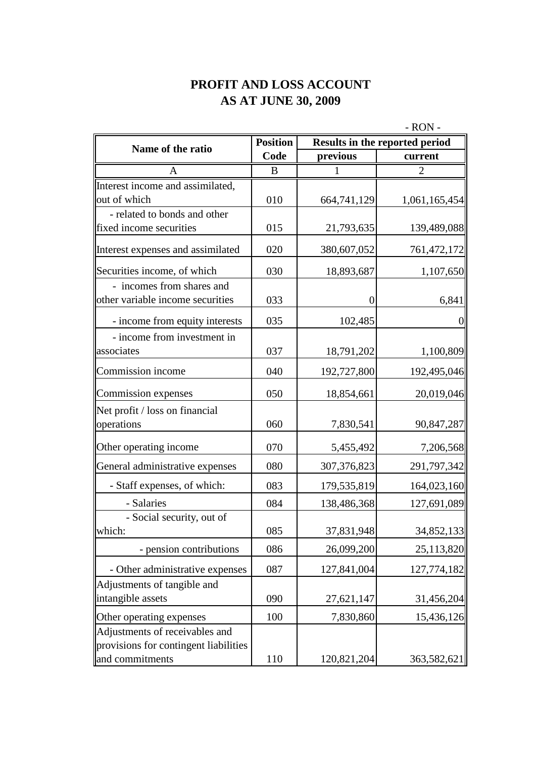# PROFIT AND LOSS ACCOUNT
# AS AT JUNE 30, 2009

- RON -

| Name of the ratio | Position Code | Results in the reported period | |
|---|---|---|---|
| | | previous | current |
| A | B | 1 | 2 |
| Interest income and assimilated, out of which | 010 | 664,741,129 | 1,061,165,454 |
| - related to bonds and other fixed income securities | 015 | 21,793,635 | 139,489,088 |
| Interest expenses and assimilated | 020 | 380,607,052 | 761,472,172 |
| Securities income, of which | 030 | 18,893,687 | 1,107,650 |
| - incomes from shares and other variable income securities | 033 | 0 | 6,841 |
| - income from equity interests | 035 | 102,485 | 0 |
| - income from investment in associates | 037 | 18,791,202 | 1,100,809 |
| Commission income | 040 | 192,727,800 | 192,495,046 |
| Commission expenses | 050 | 18,854,661 | 20,019,046 |
| Net profit / loss on financial operations | 060 | 7,830,541 | 90,847,287 |
| Other operating income | 070 | 5,455,492 | 7,206,568 |
| General administrative expenses | 080 | 307,376,823 | 291,797,342 |
| - Staff expenses, of which: | 083 | 179,535,819 | 164,023,160 |
| - Salaries | 084 | 138,486,368 | 127,691,089 |
| - Social security, out of which: | 085 | 37,831,948 | 34,852,133 |
| - pension contributions | 086 | 26,099,200 | 25,113,820 |
| - Other administrative expenses | 087 | 127,841,004 | 127,774,182 |
| Adjustments of tangible and intangible assets | 090 | 27,621,147 | 31,456,204 |
| Other operating expenses | 100 | 7,830,860 | 15,436,126 |
| Adjustments of receivables and provisions for contingent liabilities and commitments | 110 | 120,821,204 | 363,582,621 |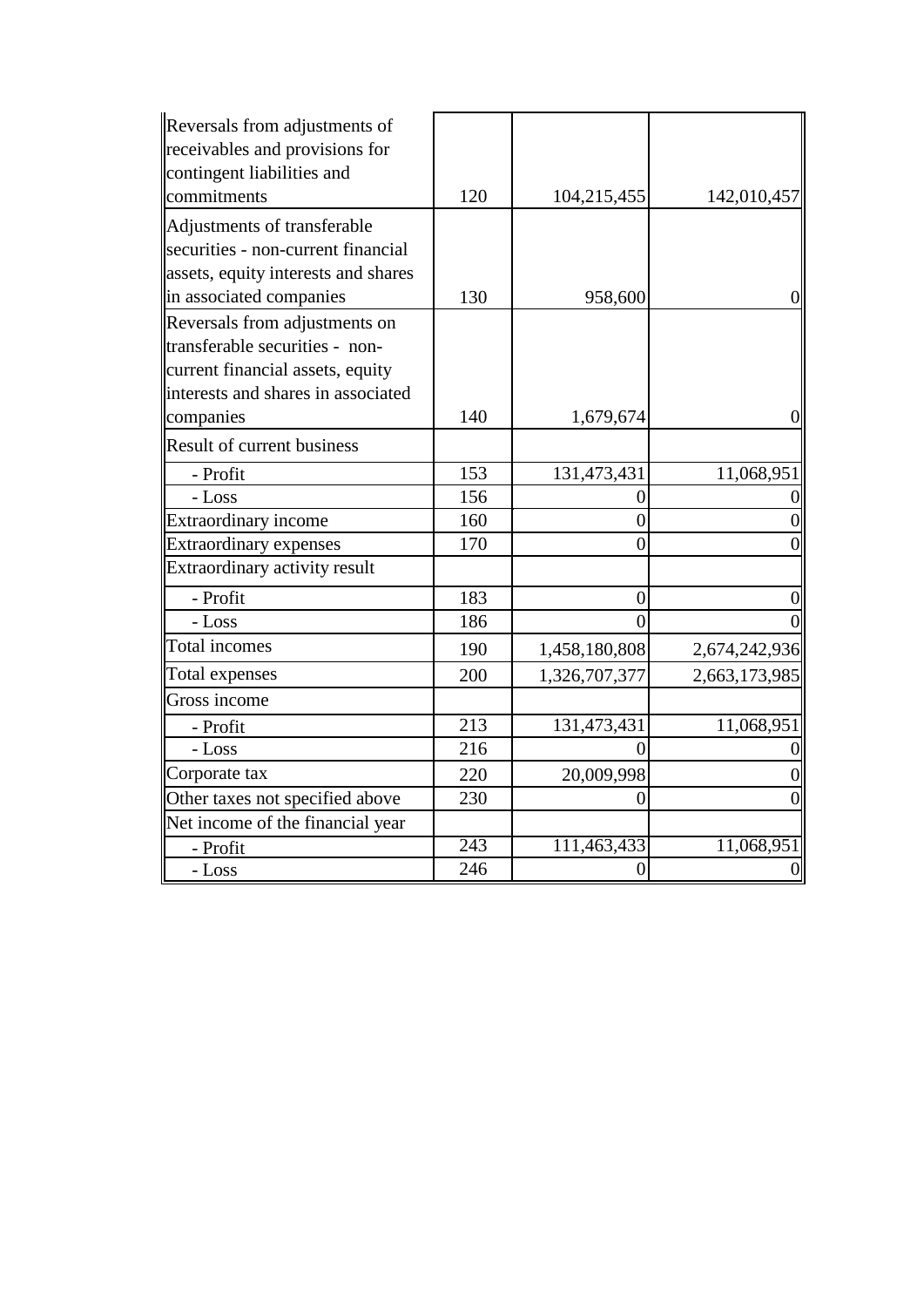| | | | |
|---|---|---|---|
| Reversals from adjustments of receivables and provisions for contingent liabilities and commitments | 120 | 104,215,455 | 142,010,457 |
| Adjustments of transferable securities - non-current financial assets, equity interests and shares in associated companies | 130 | 958,600 | 0 |
| Reversals from adjustments on transferable securities - non-current financial assets, equity interests and shares in associated companies | 140 | 1,679,674 | 0 |
| Result of current business | | | |
| - Profit | 153 | 131,473,431 | 11,068,951 |
| - Loss | 156 | 0 | 0 |
| Extraordinary income | 160 | 0 | 0 |
| Extraordinary expenses | 170 | 0 | 0 |
| Extraordinary activity result | | | |
| - Profit | 183 | 0 | 0 |
| - Loss | 186 | 0 | 0 |
| Total incomes | 190 | 1,458,180,808 | 2,674,242,936 |
| Total expenses | 200 | 1,326,707,377 | 2,663,173,985 |
| Gross income | | | |
| - Profit | 213 | 131,473,431 | 11,068,951 |
| - Loss | 216 | 0 | 0 |
| Corporate tax | 220 | 20,009,998 | 0 |
| Other taxes not specified above | 230 | 0 | 0 |
| Net income of the financial year | | | |
| - Profit | 243 | 111,463,433 | 11,068,951 |
| - Loss | 246 | 0 | 0 |